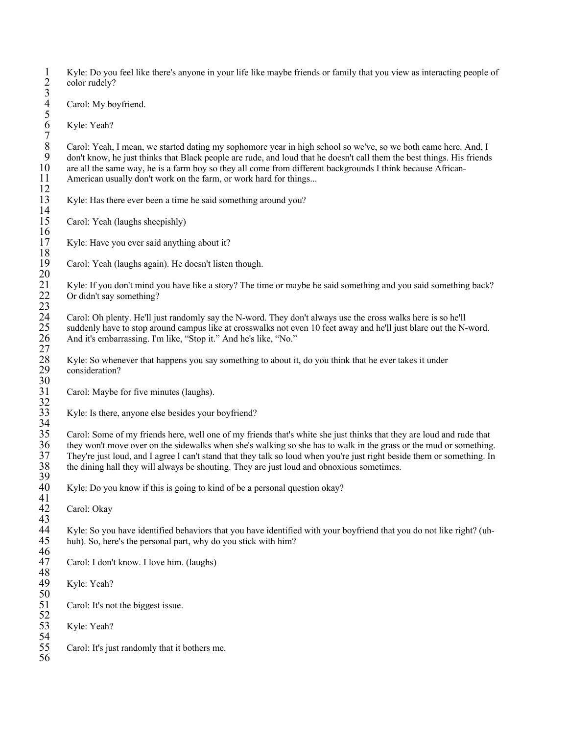Kyle: Do you feel like there's anyone in your life like maybe friends or family that you view as interacting people of color rudely?

Carol: My boyfriend.

Kyle: Yeah?

Carol: Yeah, I mean, we started dating my sophomore year in high school so we've, so we both came here. And, I don't know, he just thinks that Black people are rude, and loud that he doesn't call them the best things. His friends are all the same way, he is a farm boy so they all come from different backgrounds I think because African-American usually don't work on the farm, or work hard for things...

Kyle: Has there ever been a time he said something around you?

Carol: Yeah (laughs sheepishly)

Kyle: Have you ever said anything about it?

Carol: Yeah (laughs again). He doesn't listen though.

Kyle: If you don't mind you have like a story? The time or maybe he said something and you said something back? Or didn't say something?

Carol: Oh plenty. He'll just randomly say the N-word. They don't always use the cross walks here is so he'll suddenly have to stop around campus like at crosswalks not even 10 feet away and he'll just blare out the N-word. And it's embarrassing. I'm like, "Stop it." And he's like, "No."

Kyle: So whenever that happens you say something to about it, do you think that he ever takes it under consideration?

Carol: Maybe for five minutes (laughs).

Kyle: Is there, anyone else besides your boyfriend?

Carol: Some of my friends here, well one of my friends that's white she just thinks that they are loud and rude that they won't move over on the sidewalks when she's walking so she has to walk in the grass or the mud or something. They're just loud, and I agree I can't stand that they talk so loud when you're just right beside them or something. In the dining hall they will always be shouting. They are just loud and obnoxious sometimes.

Kyle: Do you know if this is going to kind of be a personal question okay?

Carol: Okay

Kyle: So you have identified behaviors that you have identified with your boyfriend that you do not like right? (uh-huh). So, here's the personal part, why do you stick with him?

Carol: I don't know. I love him. (laughs)

Kyle: Yeah?

Carol: It's not the biggest issue.

Kyle: Yeah?

Carol: It's just randomly that it bothers me.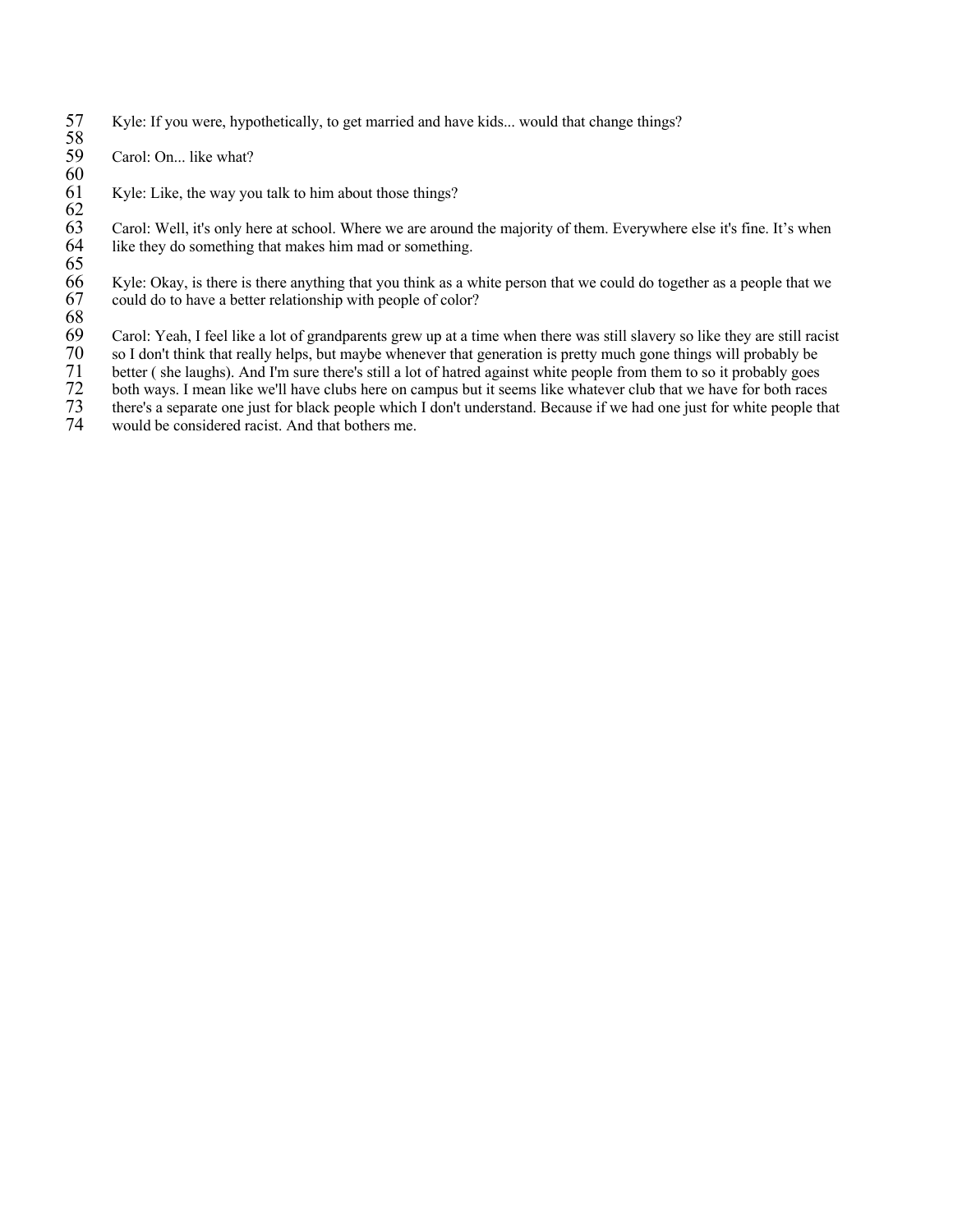Kyle: If you were, hypothetically, to get married and have kids... would that change things?

Carol: On... like what?

Kyle: Like, the way you talk to him about those things?

Carol: Well, it's only here at school. Where we are around the majority of them. Everywhere else it's fine. It's when like they do something that makes him mad or something.

Kyle: Okay, is there is there anything that you think as a white person that we could do together as a people that we could do to have a better relationship with people of color?

Carol: Yeah, I feel like a lot of grandparents grew up at a time when there was still slavery so like they are still racist so I don't think that really helps, but maybe whenever that generation is pretty much gone things will probably be better ( she laughs). And I'm sure there's still a lot of hatred against white people from them to so it probably goes both ways. I mean like we'll have clubs here on campus but it seems like whatever club that we have for both races there's a separate one just for black people which I don't understand. Because if we had one just for white people that would be considered racist. And that bothers me.